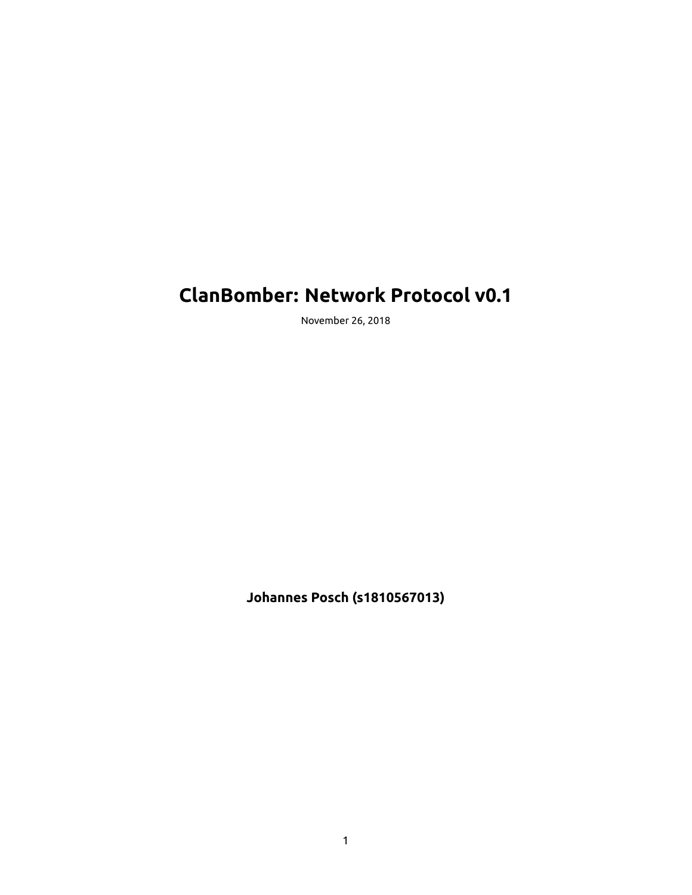# ClanBomber: Network Protocol v0.1

November 26, 2018

**Johannes Posch (s1810567013)**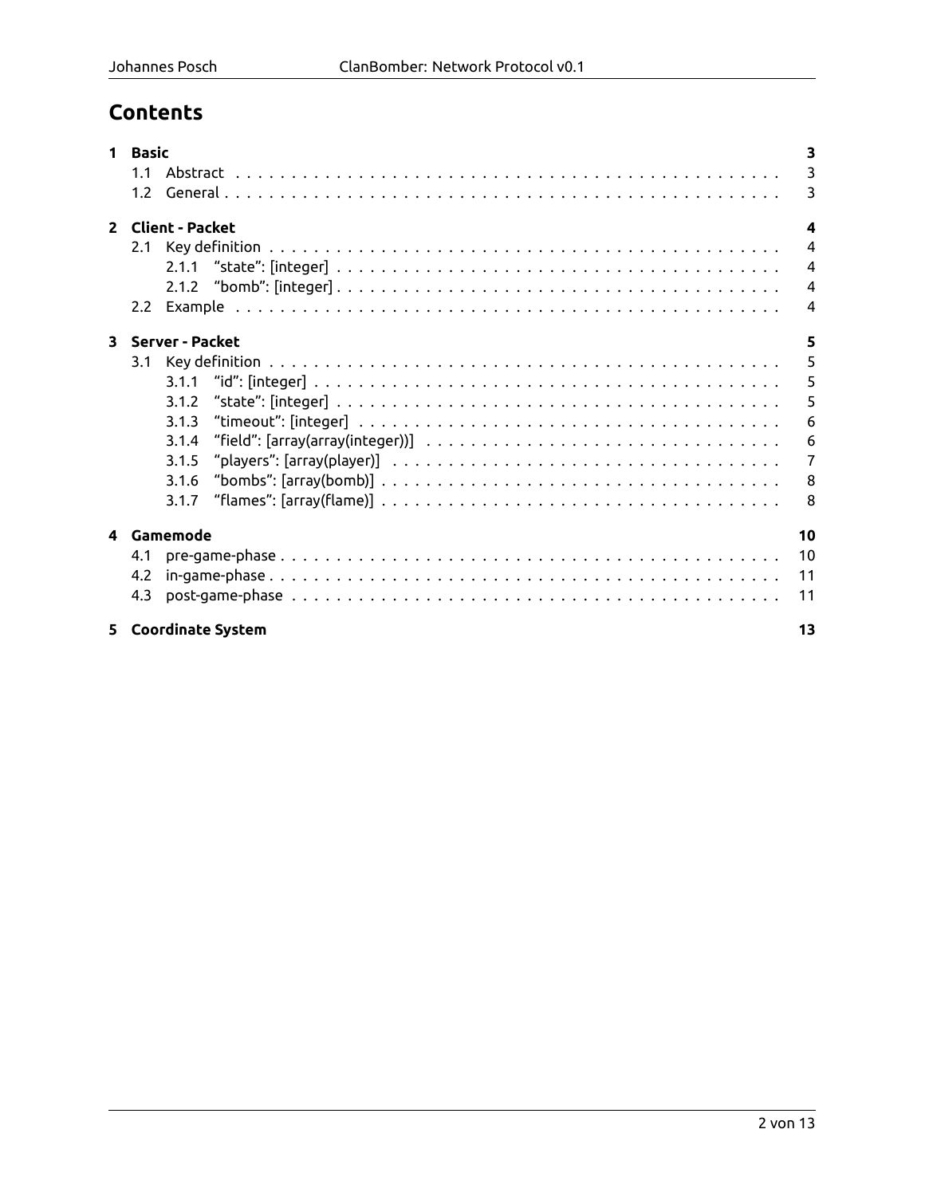# Contents

**1 Basic** — **3**
- 1.1 Abstract — 3
- 1.2 General — 3

**2 Client - Packet** — **4**
- 2.1 Key definition — 4
  - 2.1.1 “state”: [integer] — 4
  - 2.1.2 “bomb”: [integer] — 4
- 2.2 Example — 4

**3 Server - Packet** — **5**
- 3.1 Key definition — 5
  - 3.1.1 “id”: [integer] — 5
  - 3.1.2 “state”: [integer] — 5
  - 3.1.3 “timeout”: [integer] — 6
  - 3.1.4 “field”: [array(array(integer))] — 6
  - 3.1.5 “players”: [array(player)] — 7
  - 3.1.6 “bombs”: [array(bomb)] — 8
  - 3.1.7 “flames”: [array(flame)] — 8

**4 Gamemode** — **10**
- 4.1 pre-game-phase — 10
- 4.2 in-game-phase — 11
- 4.3 post-game-phase — 11

**5 Coordinate System** — **13**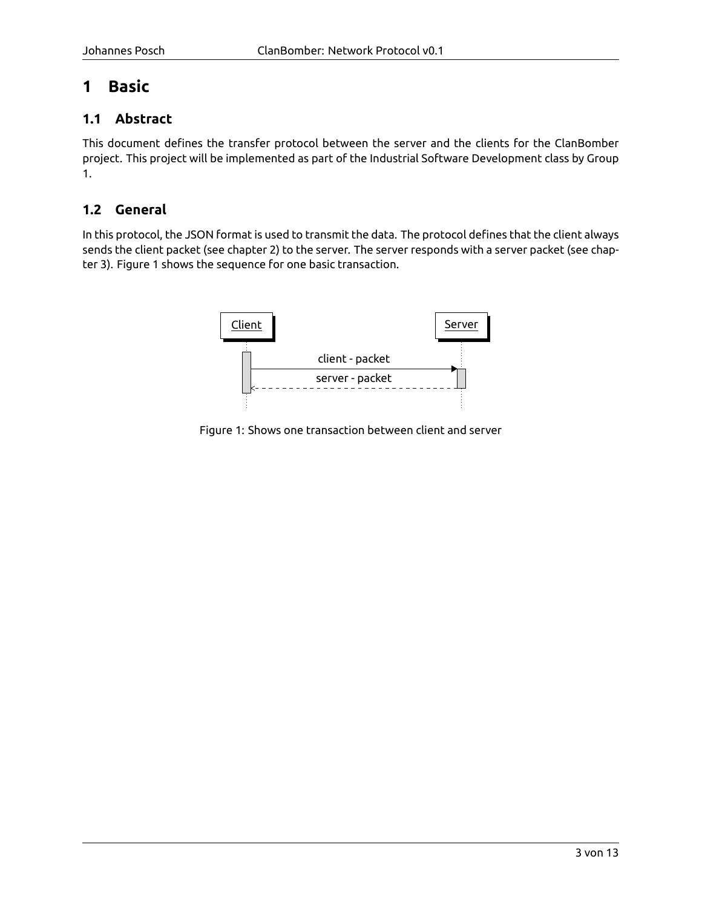# 1 Basic

## 1.1 Abstract

This document defines the transfer protocol between the server and the clients for the ClanBomber project. This project will be implemented as part of the Industrial Software Development class by Group 1.

## 1.2 General

In this protocol, the JSON format is used to transmit the data. The protocol defines that the client always sends the client packet (see chapter 2) to the server. The server responds with a server packet (see chapter 3). Figure 1 shows the sequence for one basic transaction.

Figure 1: Shows one transaction between client and server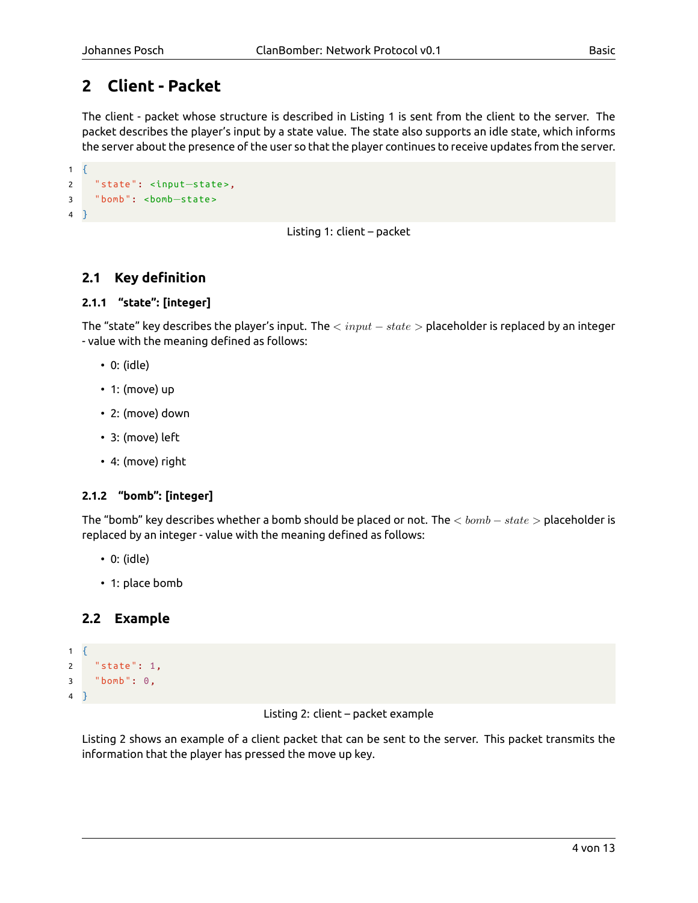# 2 Client - Packet

The client - packet whose structure is described in Listing 1 is sent from the client to the server. The packet describes the player's input by a state value. The state also supports an idle state, which informs the server about the presence of the user so that the player continues to receive updates from the server.

```
{
  "state": <input-state>,
  "bomb": <bomb-state>
}
```

Listing 1: client – packet

## 2.1 Key definition

### 2.1.1 "state": [integer]

The "state" key describes the player's input. The $< input - state >$ placeholder is replaced by an integer - value with the meaning defined as follows:

- 0: (idle)
- 1: (move) up
- 2: (move) down
- 3: (move) left
- 4: (move) right

### 2.1.2 "bomb": [integer]

The "bomb" key describes whether a bomb should be placed or not. The $< bomb - state >$ placeholder is replaced by an integer - value with the meaning defined as follows:

- 0: (idle)
- 1: place bomb

## 2.2 Example

```
{
  "state": 1,
  "bomb": 0,
}
```

Listing 2: client – packet example

Listing 2 shows an example of a client packet that can be sent to the server. This packet transmits the information that the player has pressed the move up key.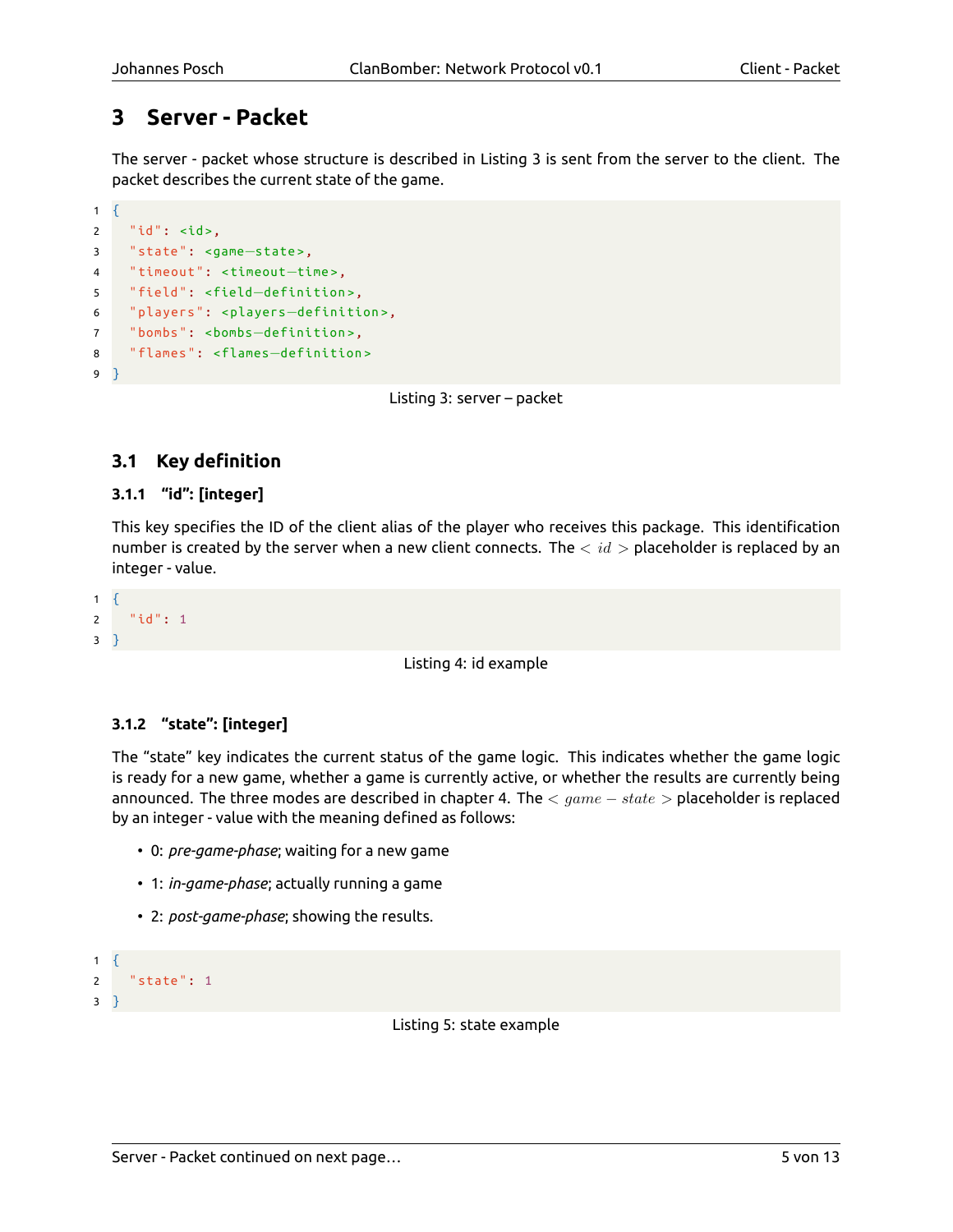# 3 Server - Packet

The server - packet whose structure is described in Listing 3 is sent from the server to the client. The packet describes the current state of the game.

```
{
  "id": <id>,
  "state": <game-state>,
  "timeout": <timeout-time>,
  "field": <field-definition>,
  "players": <players-definition>,
  "bombs": <bombs-definition>,
  "flames": <flames-definition>
}
```

Listing 3: server – packet

## 3.1 Key definition

### 3.1.1 "id": [integer]

This key specifies the ID of the client alias of the player who receives this package. This identification number is created by the server when a new client connects. The $< id >$ placeholder is replaced by an integer - value.

```
{
  "id": 1
}
```

Listing 4: id example

### 3.1.2 "state": [integer]

The "state" key indicates the current status of the game logic. This indicates whether the game logic is ready for a new game, whether a game is currently active, or whether the results are currently being announced. The three modes are described in chapter 4. The $< game - state >$ placeholder is replaced by an integer - value with the meaning defined as follows:

- 0: *pre-game-phase*; waiting for a new game
- 1: *in-game-phase*; actually running a game
- 2: *post-game-phase*; showing the results.

```
{
  "state": 1
}
```

Listing 5: state example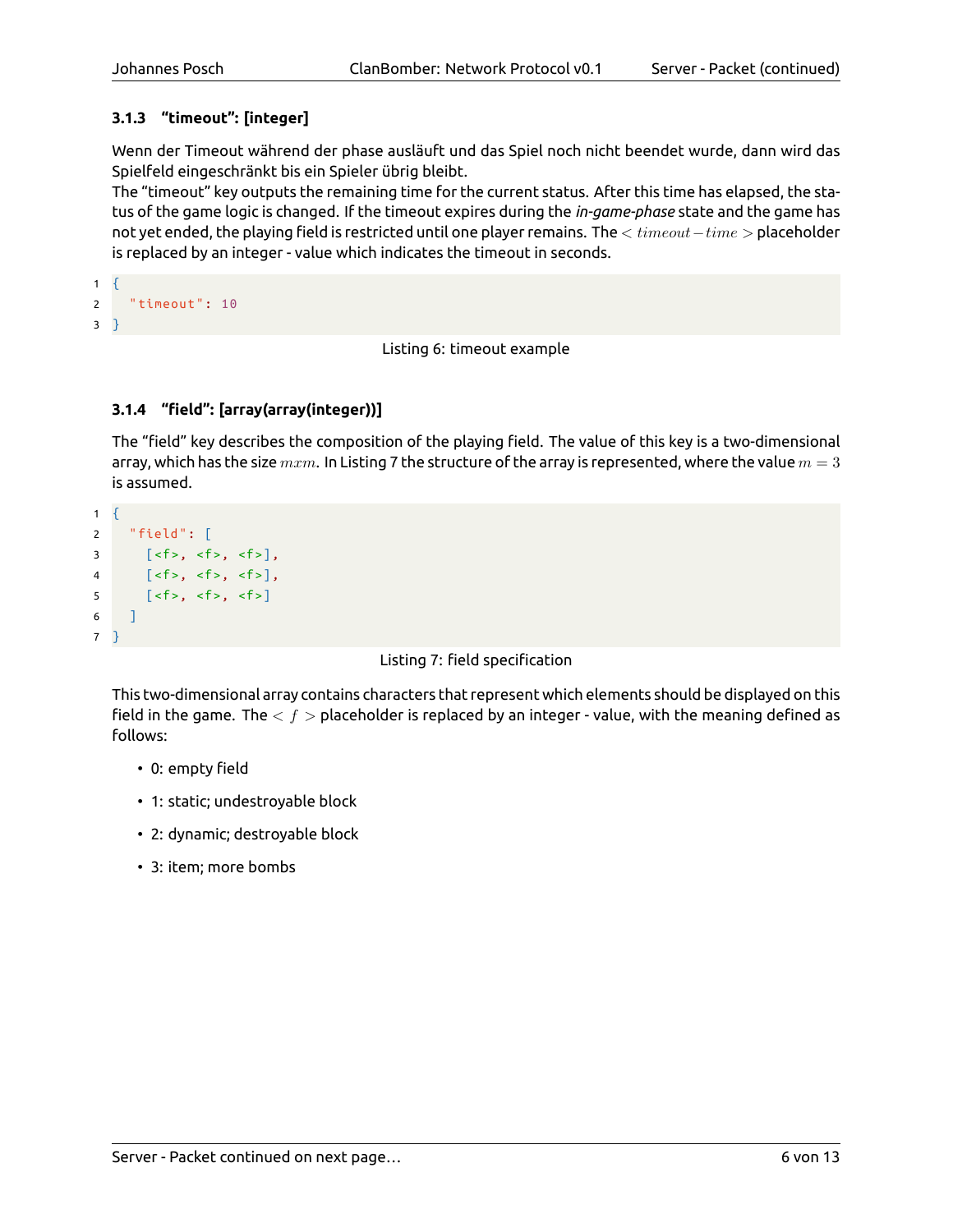### 3.1.3 "timeout": [integer]

Wenn der Timeout während der phase ausläuft und das Spiel noch nicht beendet wurde, dann wird das Spielfeld eingeschränkt bis ein Spieler übrig bleibt.
The "timeout" key outputs the remaining time for the current status. After this time has elapsed, the status of the game logic is changed. If the timeout expires during the *in-game-phase* state and the game has not yet ended, the playing field is restricted until one player remains. The $< timeout - time >$ placeholder is replaced by an integer - value which indicates the timeout in seconds.

```
{
  "timeout": 10
}
```

Listing 6: timeout example

### 3.1.4 "field": [array(array(integer))]

The "field" key describes the composition of the playing field. The value of this key is a two-dimensional array, which has the size $mxm$. In Listing 7 the structure of the array is represented, where the value $m = 3$ is assumed.

```
{
  "field": [
    [<f>, <f>, <f>],
    [<f>, <f>, <f>],
    [<f>, <f>, <f>]
  ]
}
```

Listing 7: field specification

This two-dimensional array contains characters that represent which elements should be displayed on this field in the game. The $< f >$ placeholder is replaced by an integer - value, with the meaning defined as follows:

- 0: empty field
- 1: static; undestroyable block
- 2: dynamic; destroyable block
- 3: item; more bombs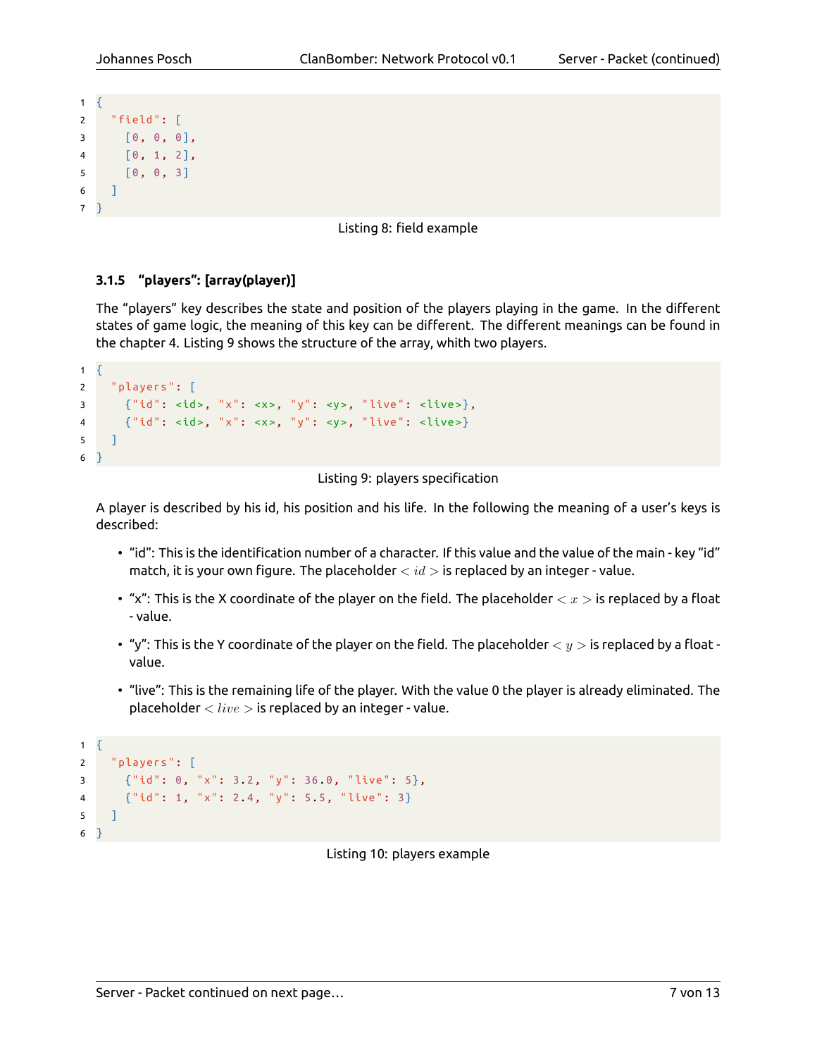```
{
  "field": [
    [0, 0, 0],
    [0, 1, 2],
    [0, 0, 3]
  ]
}
```

Listing 8: field example

### 3.1.5 "players": [array(player)]

The "players" key describes the state and position of the players playing in the game. In the different states of game logic, the meaning of this key can be different. The different meanings can be found in the chapter 4. Listing 9 shows the structure of the array, whith two players.

```
{
  "players": [
    {"id": <id>, "x": <x>, "y": <y>, "live": <live>},
    {"id": <id>, "x": <x>, "y": <y>, "live": <live>}
  ]
}
```

Listing 9: players specification

A player is described by his id, his position and his life. In the following the meaning of a user's keys is described:

- "id": This is the identification number of a character. If this value and the value of the main - key "id" match, it is your own figure. The placeholder $< id >$ is replaced by an integer - value.
- "x": This is the X coordinate of the player on the field. The placeholder $< x >$ is replaced by a float - value.
- "y": This is the Y coordinate of the player on the field. The placeholder $< y >$ is replaced by a float - value.
- "live": This is the remaining life of the player. With the value 0 the player is already eliminated. The placeholder $< live >$ is replaced by an integer - value.

```
{
  "players": [
    {"id": 0, "x": 3.2, "y": 36.0, "live": 5},
    {"id": 1, "x": 2.4, "y": 5.5, "live": 3}
  ]
}
```

Listing 10: players example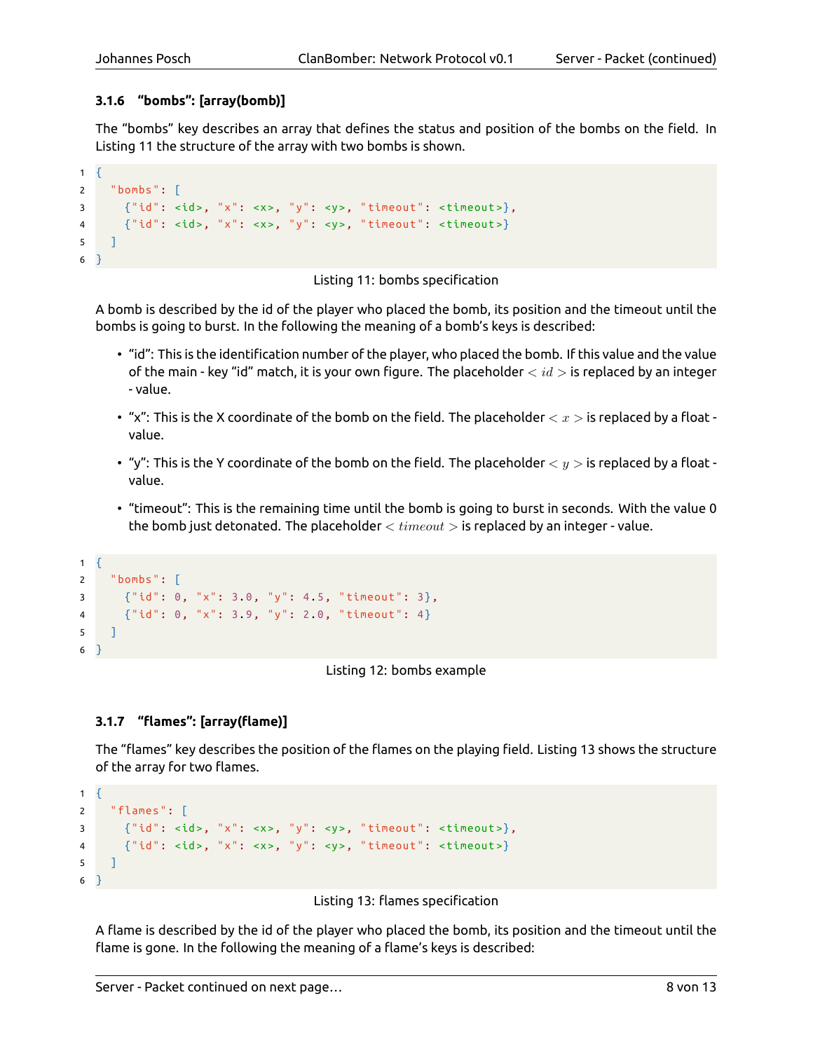### 3.1.6 "bombs": [array(bomb)]

The "bombs" key describes an array that defines the status and position of the bombs on the field. In Listing 11 the structure of the array with two bombs is shown.

```
{
  "bombs": [
    {"id": <id>, "x": <x>, "y": <y>, "timeout": <timeout>},
    {"id": <id>, "x": <x>, "y": <y>, "timeout": <timeout>}
  ]
}
```

Listing 11: bombs specification

A bomb is described by the id of the player who placed the bomb, its position and the timeout until the bombs is going to burst. In the following the meaning of a bomb's keys is described:

- "id": This is the identification number of the player, who placed the bomb. If this value and the value of the main - key "id" match, it is your own figure. The placeholder $< id >$ is replaced by an integer - value.
- "x": This is the X coordinate of the bomb on the field. The placeholder $< x >$ is replaced by a float - value.
- "y": This is the Y coordinate of the bomb on the field. The placeholder $< y >$ is replaced by a float - value.
- "timeout": This is the remaining time until the bomb is going to burst in seconds. With the value 0 the bomb just detonated. The placeholder $< timeout >$ is replaced by an integer - value.

```
{
  "bombs": [
    {"id": 0, "x": 3.0, "y": 4.5, "timeout": 3},
    {"id": 0, "x": 3.9, "y": 2.0, "timeout": 4}
  ]
}
```

Listing 12: bombs example

### 3.1.7 "flames": [array(flame)]

The "flames" key describes the position of the flames on the playing field. Listing 13 shows the structure of the array for two flames.

```
{
  "flames": [
    {"id": <id>, "x": <x>, "y": <y>, "timeout": <timeout>},
    {"id": <id>, "x": <x>, "y": <y>, "timeout": <timeout>}
  ]
}
```

Listing 13: flames specification

A flame is described by the id of the player who placed the bomb, its position and the timeout until the flame is gone. In the following the meaning of a flame's keys is described: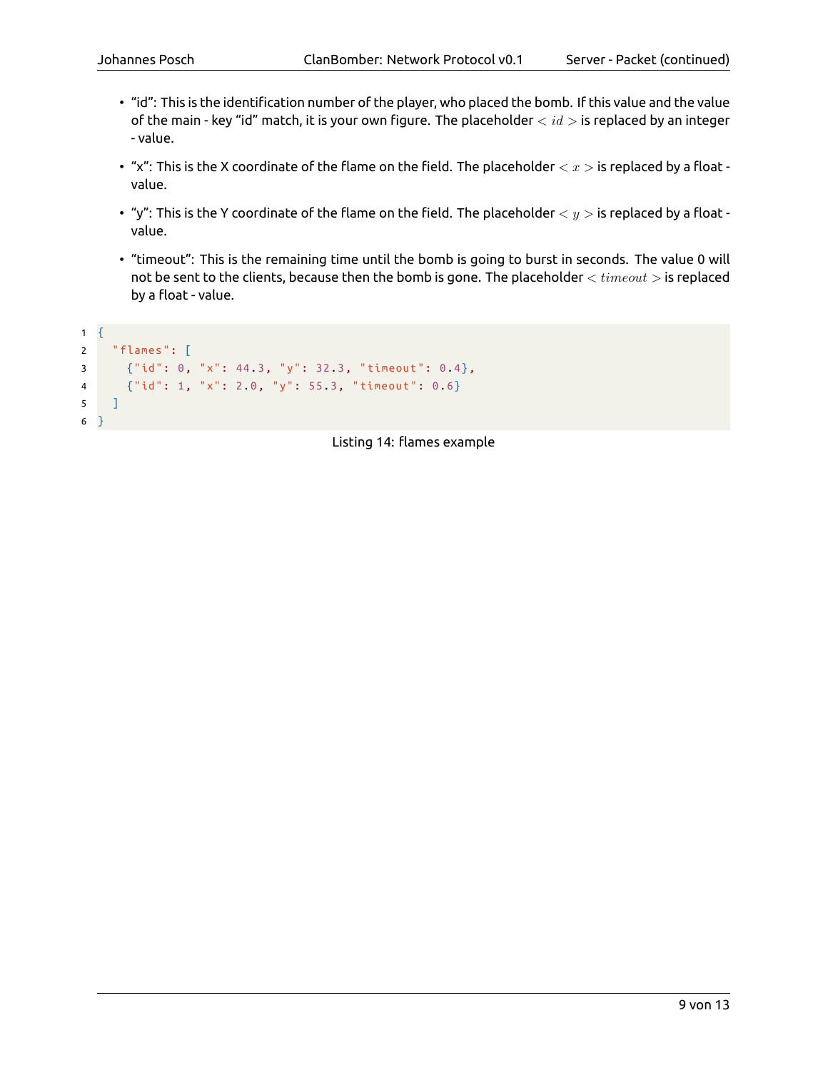- "id": This is the identification number of the player, who placed the bomb. If this value and the value of the main - key "id" match, it is your own figure. The placeholder $< id >$ is replaced by an integer - value.
- "x": This is the X coordinate of the flame on the field. The placeholder $< x >$ is replaced by a float - value.
- "y": This is the Y coordinate of the flame on the field. The placeholder $< y >$ is replaced by a float - value.
- "timeout": This is the remaining time until the bomb is going to burst in seconds. The value 0 will not be sent to the clients, because then the bomb is gone. The placeholder $< timeout >$ is replaced by a float - value.

```
{
  "flames": [
    {"id": 0, "x": 44.3, "y": 32.3, "timeout": 0.4},
    {"id": 1, "x": 2.0, "y": 55.3, "timeout": 0.6}
  ]
}
```

Listing 14: flames example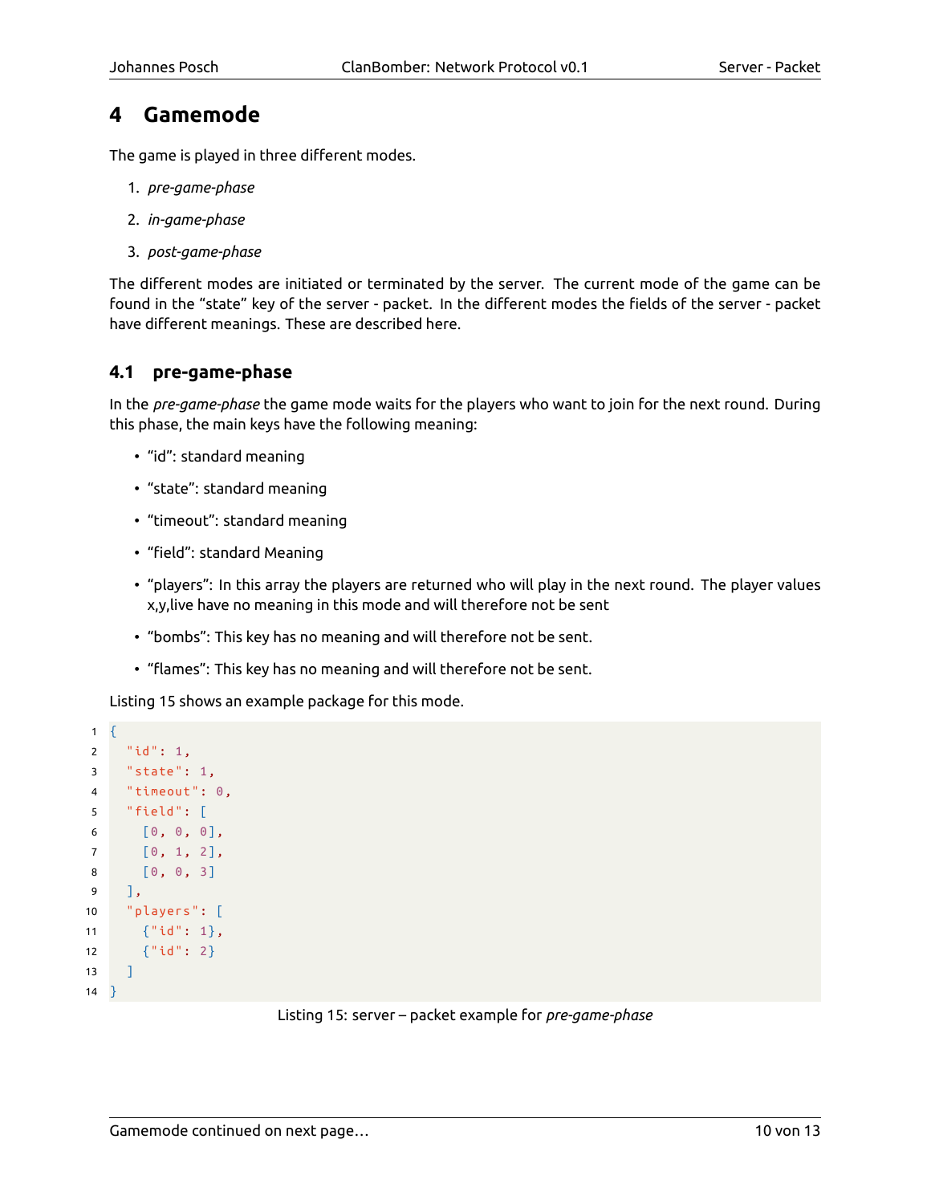# 4 Gamemode

The game is played in three different modes.

1. *pre-game-phase*
2. *in-game-phase*
3. *post-game-phase*

The different modes are initiated or terminated by the server. The current mode of the game can be found in the "state" key of the server - packet. In the different modes the fields of the server - packet have different meanings. These are described here.

## 4.1 pre-game-phase

In the *pre-game-phase* the game mode waits for the players who want to join for the next round. During this phase, the main keys have the following meaning:

- "id": standard meaning
- "state": standard meaning
- "timeout": standard meaning
- "field": standard Meaning
- "players": In this array the players are returned who will play in the next round. The player values x,y,live have no meaning in this mode and will therefore not be sent
- "bombs": This key has no meaning and will therefore not be sent.
- "flames": This key has no meaning and will therefore not be sent.

Listing 15 shows an example package for this mode.

```
{
  "id": 1,
  "state": 1,
  "timeout": 0,
  "field": [
    [0, 0, 0],
    [0, 1, 2],
    [0, 0, 3]
  ],
  "players": [
    {"id": 1},
    {"id": 2}
  ]
}
```

Listing 15: server – packet example for *pre-game-phase*

Gamemode continued on next page…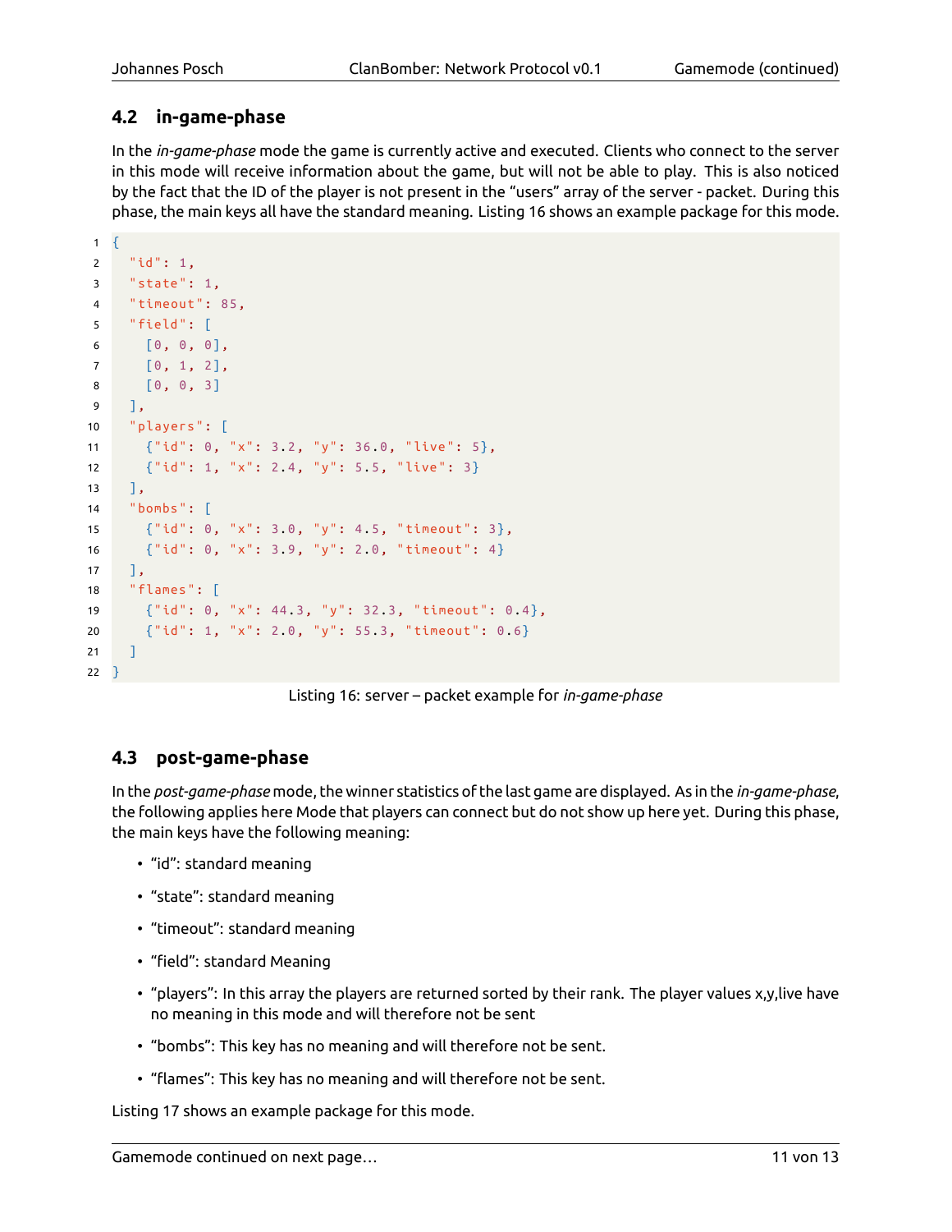## 4.2 in-game-phase

In the *in-game-phase* mode the game is currently active and executed. Clients who connect to the server in this mode will receive information about the game, but will not be able to play. This is also noticed by the fact that the ID of the player is not present in the "users" array of the server - packet. During this phase, the main keys all have the standard meaning. Listing 16 shows an example package for this mode.

```
{
  "id": 1,
  "state": 1,
  "timeout": 85,
  "field": [
    [0, 0, 0],
    [0, 1, 2],
    [0, 0, 3]
  ],
  "players": [
    {"id": 0, "x": 3.2, "y": 36.0, "live": 5},
    {"id": 1, "x": 2.4, "y": 5.5, "live": 3}
  ],
  "bombs": [
    {"id": 0, "x": 3.0, "y": 4.5, "timeout": 3},
    {"id": 0, "x": 3.9, "y": 2.0, "timeout": 4}
  ],
  "flames": [
    {"id": 0, "x": 44.3, "y": 32.3, "timeout": 0.4},
    {"id": 1, "x": 2.0, "y": 55.3, "timeout": 0.6}
  ]
}
```

Listing 16: server – packet example for *in-game-phase*

## 4.3 post-game-phase

In the *post-game-phase* mode, the winner statistics of the last game are displayed. As in the *in-game-phase*, the following applies here Mode that players can connect but do not show up here yet. During this phase, the main keys have the following meaning:

- "id": standard meaning
- "state": standard meaning
- "timeout": standard meaning
- "field": standard Meaning
- "players": In this array the players are returned sorted by their rank. The player values x,y,live have no meaning in this mode and will therefore not be sent
- "bombs": This key has no meaning and will therefore not be sent.
- "flames": This key has no meaning and will therefore not be sent.

Listing 17 shows an example package for this mode.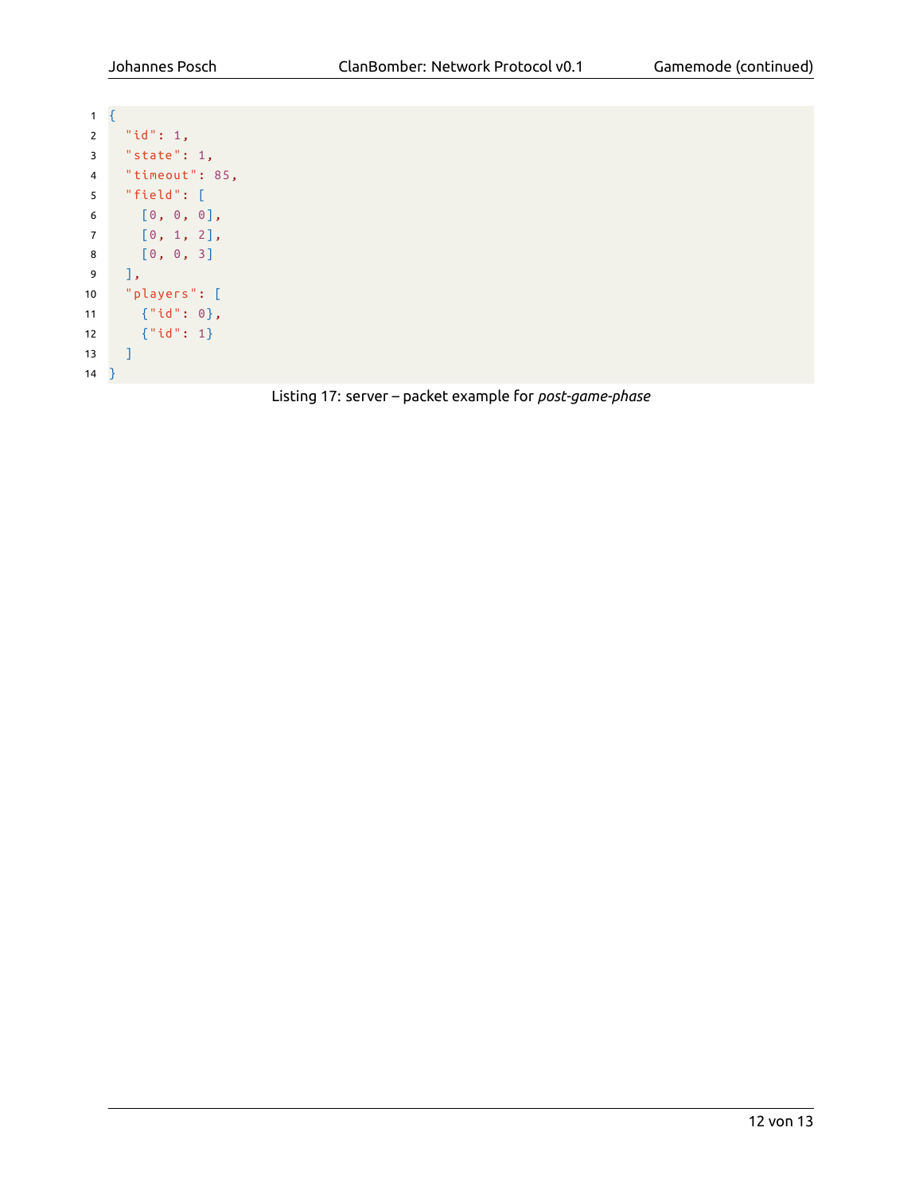```json
{
  "id": 1,
  "state": 1,
  "timeout": 85,
  "field": [
    [0, 0, 0],
    [0, 1, 2],
    [0, 0, 3]
  ],
  "players": [
    {"id": 0},
    {"id": 1}
  ]
}
```

Listing 17: server – packet example for *post-game-phase*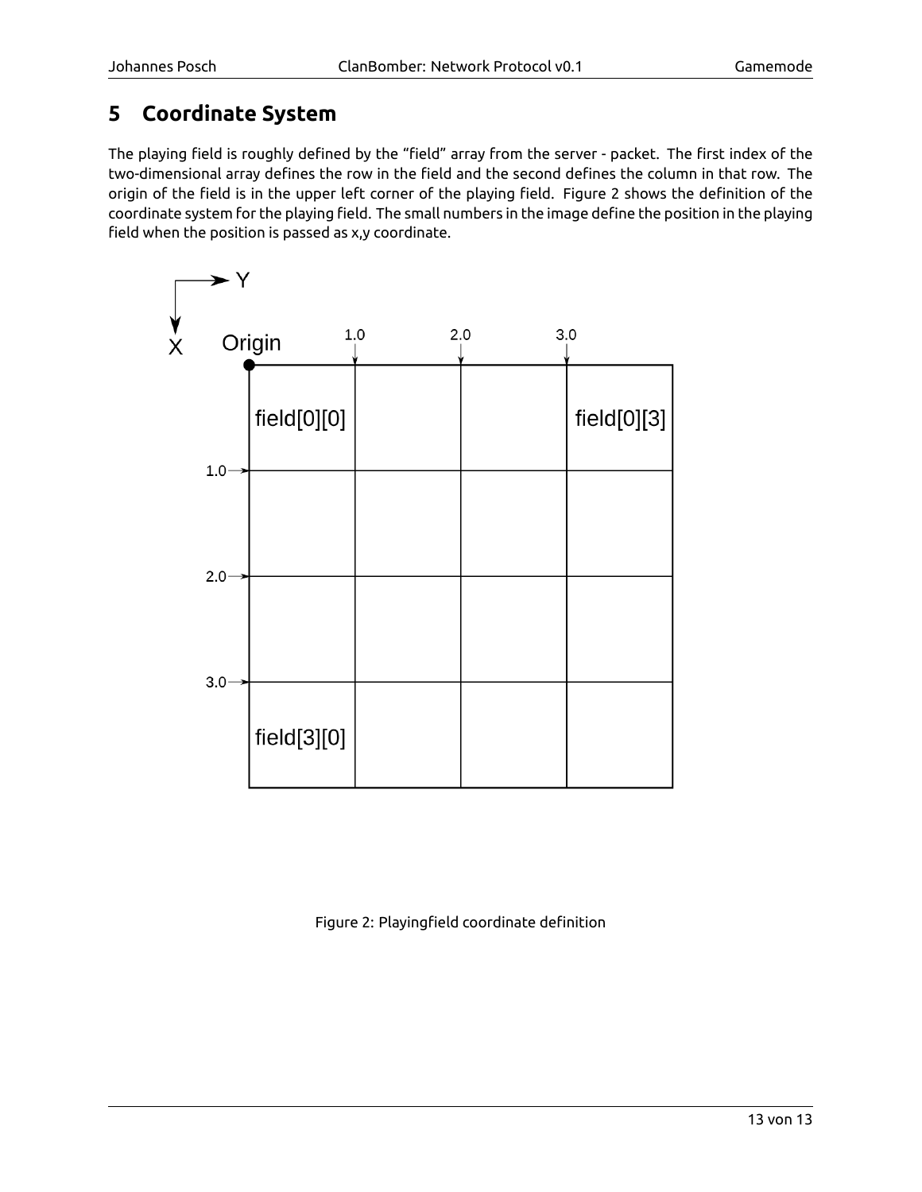# 5 Coordinate System

The playing field is roughly defined by the "field" array from the server - packet. The first index of the two-dimensional array defines the row in the field and the second defines the column in that row. The origin of the field is in the upper left corner of the playing field. Figure 2 shows the definition of the coordinate system for the playing field. The small numbers in the image define the position in the playing field when the position is passed as x,y coordinate.

Y

X

Origin

1.0

2.0

3.0

1.0

2.0

3.0

field[0][0]

field[0][3]

field[3][0]

Figure 2: Playingfield coordinate definition